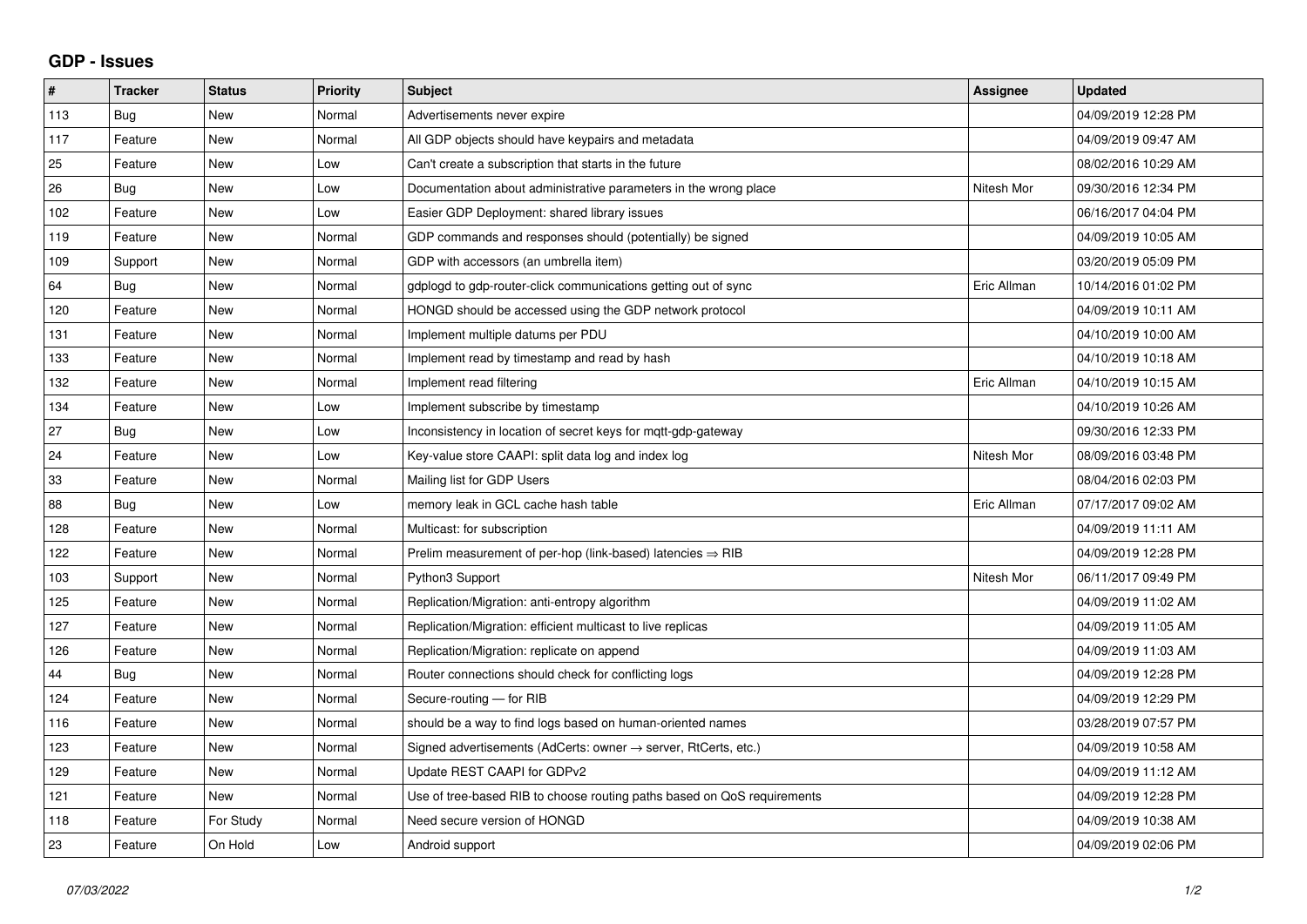# GDP - Issues

| # | Tracker | Status | Priority | Subject | Assignee | Updated |
|---|---|---|---|---|---|---|
| 113 | Bug | New | Normal | Advertisements never expire | | 04/09/2019 12:28 PM |
| 117 | Feature | New | Normal | All GDP objects should have keypairs and metadata | | 04/09/2019 09:47 AM |
| 25 | Feature | New | Low | Can't create a subscription that starts in the future | | 08/02/2016 10:29 AM |
| 26 | Bug | New | Low | Documentation about administrative parameters in the wrong place | Nitesh Mor | 09/30/2016 12:34 PM |
| 102 | Feature | New | Low | Easier GDP Deployment: shared library issues | | 06/16/2017 04:04 PM |
| 119 | Feature | New | Normal | GDP commands and responses should (potentially) be signed | | 04/09/2019 10:05 AM |
| 109 | Support | New | Normal | GDP with accessors (an umbrella item) | | 03/20/2019 05:09 PM |
| 64 | Bug | New | Normal | gdplogd to gdp-router-click communications getting out of sync | Eric Allman | 10/14/2016 01:02 PM |
| 120 | Feature | New | Normal | HONGD should be accessed using the GDP network protocol | | 04/09/2019 10:11 AM |
| 131 | Feature | New | Normal | Implement multiple datums per PDU | | 04/10/2019 10:00 AM |
| 133 | Feature | New | Normal | Implement read by timestamp and read by hash | | 04/10/2019 10:18 AM |
| 132 | Feature | New | Normal | Implement read filtering | Eric Allman | 04/10/2019 10:15 AM |
| 134 | Feature | New | Low | Implement subscribe by timestamp | | 04/10/2019 10:26 AM |
| 27 | Bug | New | Low | Inconsistency in location of secret keys for mqtt-gdp-gateway | | 09/30/2016 12:33 PM |
| 24 | Feature | New | Low | Key-value store CAAPI: split data log and index log | Nitesh Mor | 08/09/2016 03:48 PM |
| 33 | Feature | New | Normal | Mailing list for GDP Users | | 08/04/2016 02:03 PM |
| 88 | Bug | New | Low | memory leak in GCL cache hash table | Eric Allman | 07/17/2017 09:02 AM |
| 128 | Feature | New | Normal | Multicast: for subscription | | 04/09/2019 11:11 AM |
| 122 | Feature | New | Normal | Prelim measurement of per-hop (link-based) latencies ⇒ RIB | | 04/09/2019 12:28 PM |
| 103 | Support | New | Normal | Python3 Support | Nitesh Mor | 06/11/2017 09:49 PM |
| 125 | Feature | New | Normal | Replication/Migration: anti-entropy algorithm | | 04/09/2019 11:02 AM |
| 127 | Feature | New | Normal | Replication/Migration: efficient multicast to live replicas | | 04/09/2019 11:05 AM |
| 126 | Feature | New | Normal | Replication/Migration: replicate on append | | 04/09/2019 11:03 AM |
| 44 | Bug | New | Normal | Router connections should check for conflicting logs | | 04/09/2019 12:28 PM |
| 124 | Feature | New | Normal | Secure-routing — for RIB | | 04/09/2019 12:29 PM |
| 116 | Feature | New | Normal | should be a way to find logs based on human-oriented names | | 03/28/2019 07:57 PM |
| 123 | Feature | New | Normal | Signed advertisements (AdCerts: owner → server, RtCerts, etc.) | | 04/09/2019 10:58 AM |
| 129 | Feature | New | Normal | Update REST CAAPI for GDPv2 | | 04/09/2019 11:12 AM |
| 121 | Feature | New | Normal | Use of tree-based RIB to choose routing paths based on QoS requirements | | 04/09/2019 12:28 PM |
| 118 | Feature | For Study | Normal | Need secure version of HONGD | | 04/09/2019 10:38 AM |
| 23 | Feature | On Hold | Low | Android support | | 04/09/2019 02:06 PM |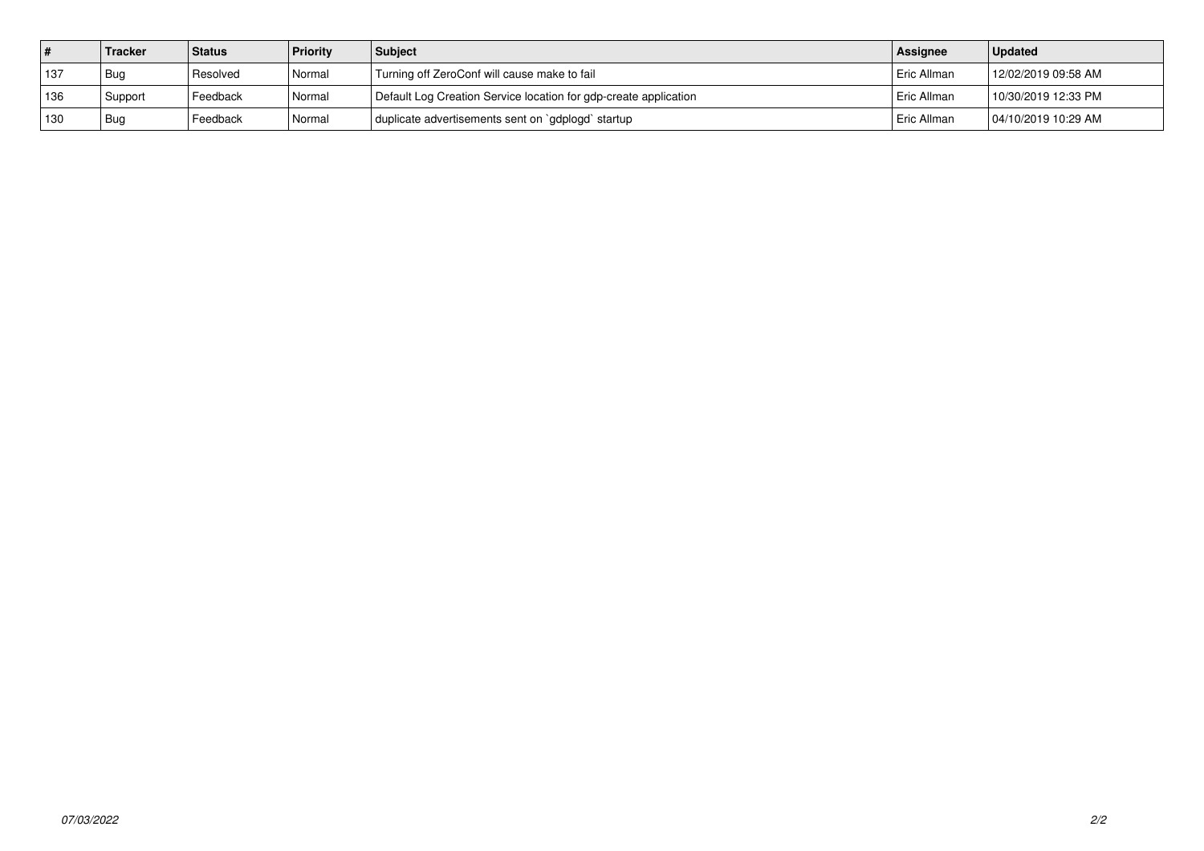| # | Tracker | Status | Priority | Subject | Assignee | Updated |
|---|---|---|---|---|---|---|
| 137 | Bug | Resolved | Normal | Turning off ZeroConf will cause make to fail | Eric Allman | 12/02/2019 09:58 AM |
| 136 | Support | Feedback | Normal | Default Log Creation Service location for gdp-create application | Eric Allman | 10/30/2019 12:33 PM |
| 130 | Bug | Feedback | Normal | duplicate advertisements sent on `gdplogd` startup | Eric Allman | 04/10/2019 10:29 AM |